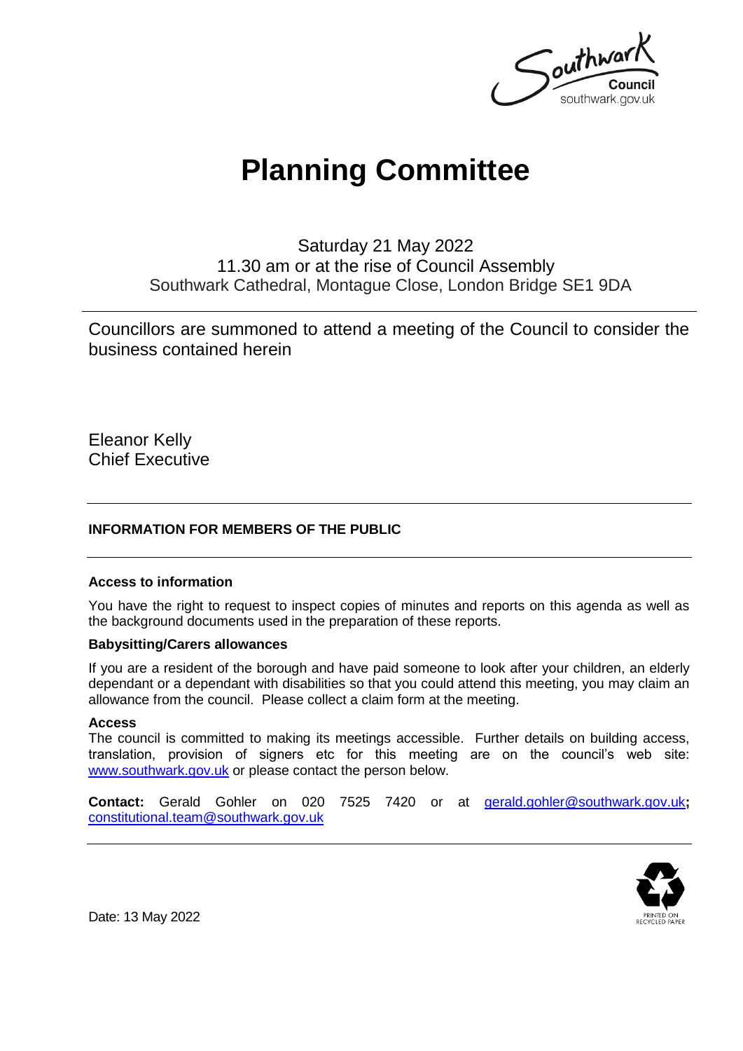# Planning Committee

Saturday 21 May 2022
11.30 am or at the rise of Council Assembly
Southwark Cathedral, Montague Close, London Bridge SE1 9DA

Councillors are summoned to attend a meeting of the Council to consider the business contained herein

Eleanor Kelly
Chief Executive

**INFORMATION FOR MEMBERS OF THE PUBLIC**

**Access to information**

You have the right to request to inspect copies of minutes and reports on this agenda as well as the background documents used in the preparation of these reports.

**Babysitting/Carers allowances**

If you are a resident of the borough and have paid someone to look after your children, an elderly dependant or a dependant with disabilities so that you could attend this meeting, you may claim an allowance from the council. Please collect a claim form at the meeting.

**Access**

The council is committed to making its meetings accessible. Further details on building access, translation, provision of signers etc for this meeting are on the council's web site: www.southwark.gov.uk or please contact the person below.

**Contact:** Gerald Gohler on 020 7525 7420 or at gerald.gohler@southwark.gov.uk**;** constitutional.team@southwark.gov.uk

Date: 13 May 2022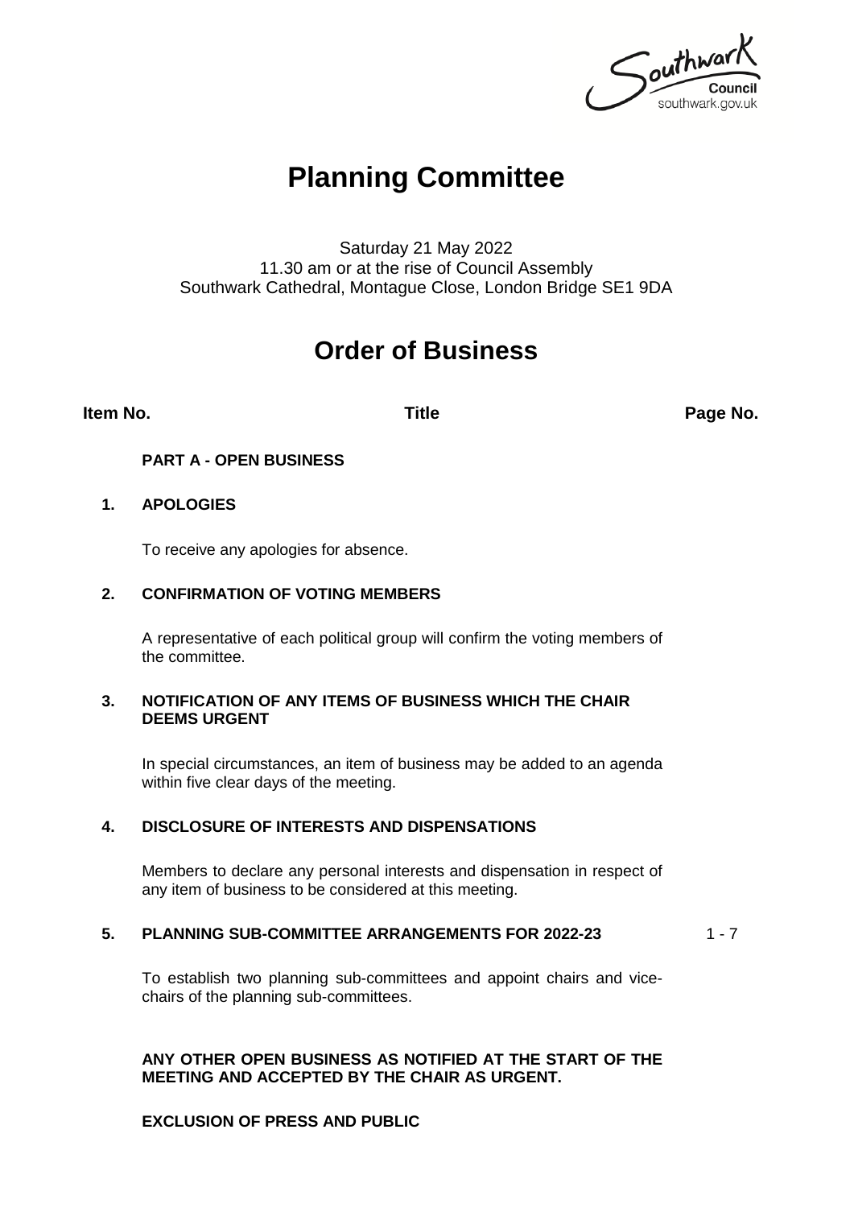Southwark Council
southwark.gov.uk

# Planning Committee

Saturday 21 May 2022
11.30 am or at the rise of Council Assembly
Southwark Cathedral, Montague Close, London Bridge SE1 9DA

# Order of Business

| Item No. | Title | Page No. |
|---|---|---|
| | **PART A - OPEN BUSINESS** | |
| **1.** | **APOLOGIES**<br><br>To receive any apologies for absence. | |
| **2.** | **CONFIRMATION OF VOTING MEMBERS**<br><br>A representative of each political group will confirm the voting members of the committee. | |
| **3.** | **NOTIFICATION OF ANY ITEMS OF BUSINESS WHICH THE CHAIR DEEMS URGENT**<br><br>In special circumstances, an item of business may be added to an agenda within five clear days of the meeting. | |
| **4.** | **DISCLOSURE OF INTERESTS AND DISPENSATIONS**<br><br>Members to declare any personal interests and dispensation in respect of any item of business to be considered at this meeting. | |
| **5.** | **PLANNING SUB-COMMITTEE ARRANGEMENTS FOR 2022-23**<br><br>To establish two planning sub-committees and appoint chairs and vice-chairs of the planning sub-committees. | 1 - 7 |
| | **ANY OTHER OPEN BUSINESS AS NOTIFIED AT THE START OF THE MEETING AND ACCEPTED BY THE CHAIR AS URGENT.** | |
| | **EXCLUSION OF PRESS AND PUBLIC** | |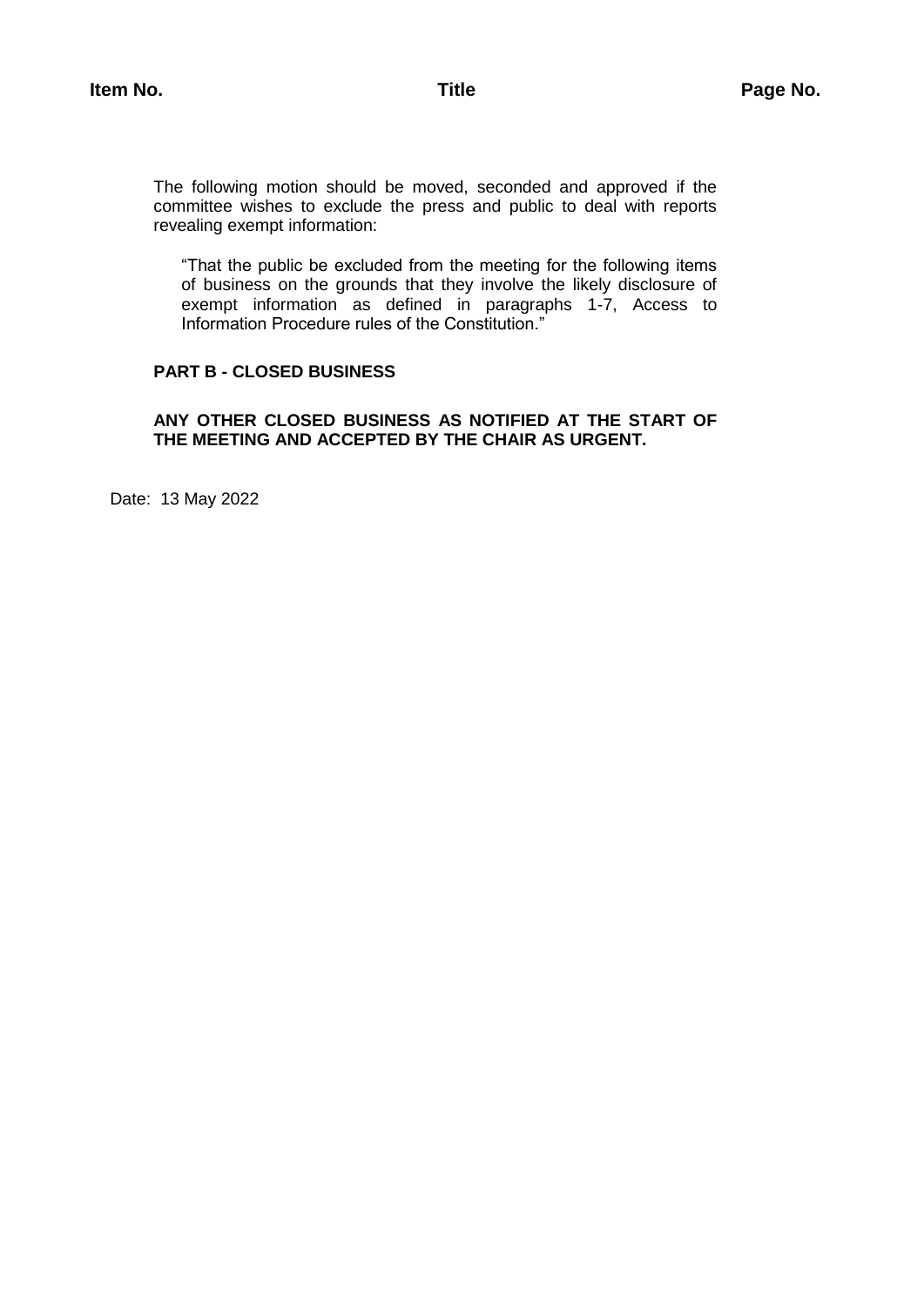| Item No. | Title | Page No. |
|---|---|---|

The following motion should be moved, seconded and approved if the committee wishes to exclude the press and public to deal with reports revealing exempt information:

> "That the public be excluded from the meeting for the following items of business on the grounds that they involve the likely disclosure of exempt information as defined in paragraphs 1-7, Access to Information Procedure rules of the Constitution."

**PART B - CLOSED BUSINESS**

**ANY OTHER CLOSED BUSINESS AS NOTIFIED AT THE START OF THE MEETING AND ACCEPTED BY THE CHAIR AS URGENT.**

Date: 13 May 2022